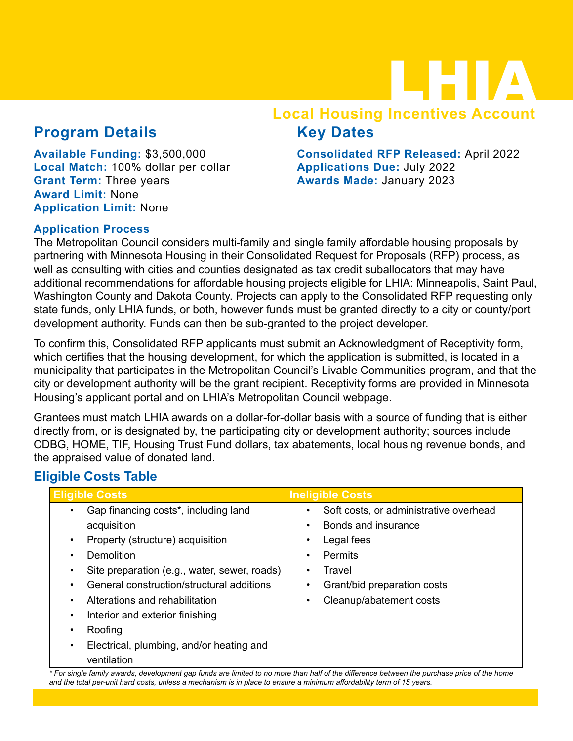# LHIA

## Local Housing Incentives Account

## Program Details

**Available Funding:** $3,500,000
**Local Match:** 100% dollar per dollar
**Grant Term:** Three years
**Award Limit:** None
**Application Limit:** None

## Key Dates

**Consolidated RFP Released:** April 2022
**Applications Due:** July 2022
**Awards Made:** January 2023

### Application Process

The Metropolitan Council considers multi-family and single family affordable housing proposals by partnering with Minnesota Housing in their Consolidated Request for Proposals (RFP) process, as well as consulting with cities and counties designated as tax credit suballocators that may have additional recommendations for affordable housing projects eligible for LHIA: Minneapolis, Saint Paul, Washington County and Dakota County. Projects can apply to the Consolidated RFP requesting only state funds, only LHIA funds, or both, however funds must be granted directly to a city or county/port development authority. Funds can then be sub-granted to the project developer.

To confirm this, Consolidated RFP applicants must submit an Acknowledgment of Receptivity form, which certifies that the housing development, for which the application is submitted, is located in a municipality that participates in the Metropolitan Council's Livable Communities program, and that the city or development authority will be the grant recipient. Receptivity forms are provided in Minnesota Housing's applicant portal and on LHIA's Metropolitan Council webpage.

Grantees must match LHIA awards on a dollar-for-dollar basis with a source of funding that is either directly from, or is designated by, the participating city or development authority; sources include CDBG, HOME, TIF, Housing Trust Fund dollars, tax abatements, local housing revenue bonds, and the appraised value of donated land.

## Eligible Costs Table

| Eligible Costs | Ineligible Costs |
| --- | --- |
| • Gap financing costs*, including land acquisition<br>• Property (structure) acquisition<br>• Demolition<br>• Site preparation (e.g., water, sewer, roads)<br>• General construction/structural additions<br>• Alterations and rehabilitation<br>• Interior and exterior finishing<br>• Roofing<br>• Electrical, plumbing, and/or heating and ventilation | • Soft costs, or administrative overhead<br>• Bonds and insurance<br>• Legal fees<br>• Permits<br>• Travel<br>• Grant/bid preparation costs<br>• Cleanup/abatement costs |

*\* For single family awards, development gap funds are limited to no more than half of the difference between the purchase price of the home and the total per-unit hard costs, unless a mechanism is in place to ensure a minimum affordability term of 15 years.*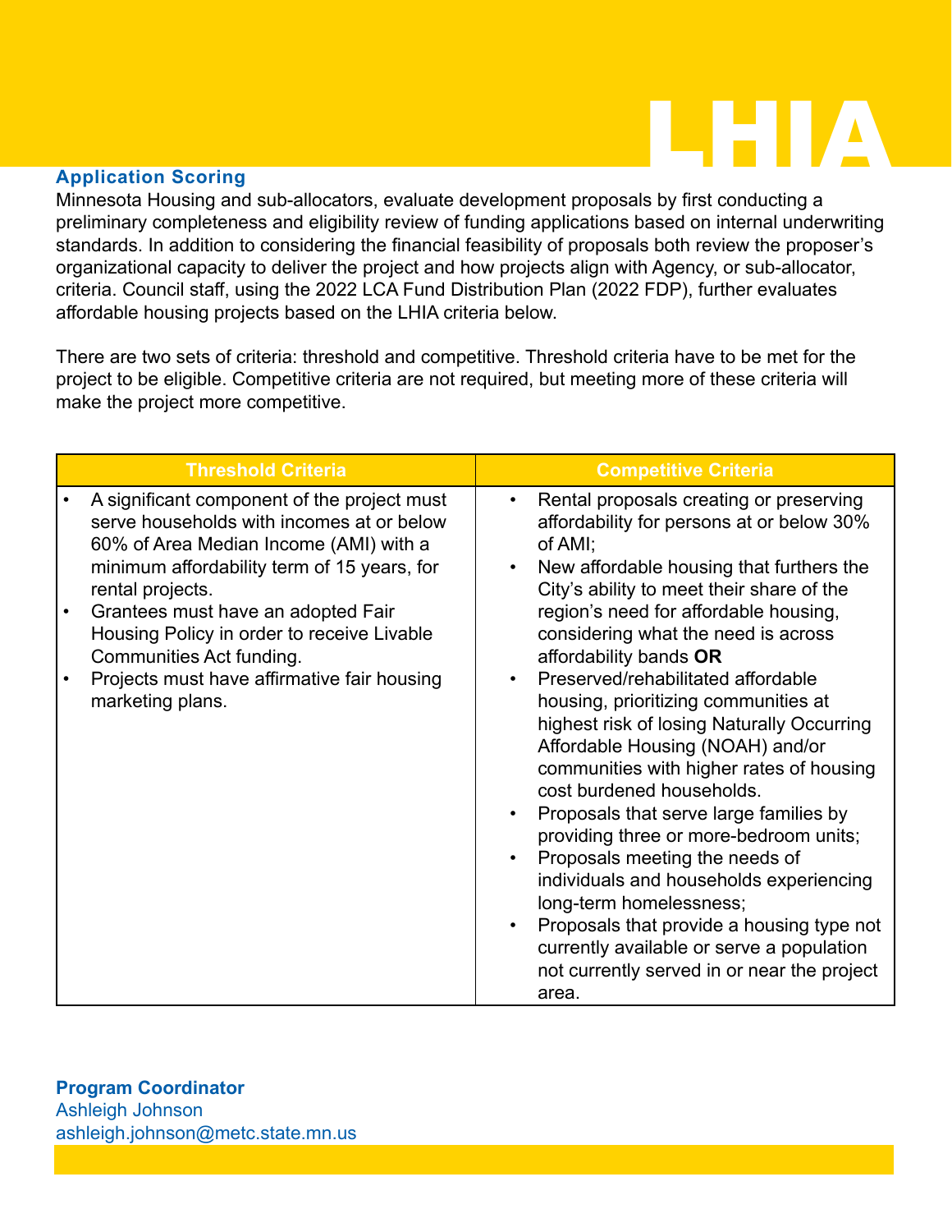## Application Scoring

Minnesota Housing and sub-allocators, evaluate development proposals by first conducting a preliminary completeness and eligibility review of funding applications based on internal underwriting standards. In addition to considering the financial feasibility of proposals both review the proposer's organizational capacity to deliver the project and how projects align with Agency, or sub-allocator, criteria. Council staff, using the 2022 LCA Fund Distribution Plan (2022 FDP), further evaluates affordable housing projects based on the LHIA criteria below.

There are two sets of criteria: threshold and competitive. Threshold criteria have to be met for the project to be eligible. Competitive criteria are not required, but meeting more of these criteria will make the project more competitive.

| Threshold Criteria | Competitive Criteria |
| --- | --- |
| • A significant component of the project must serve households with incomes at or below 60% of Area Median Income (AMI) with a minimum affordability term of 15 years, for rental projects.<br>• Grantees must have an adopted Fair Housing Policy in order to receive Livable Communities Act funding.<br>• Projects must have affirmative fair housing marketing plans. | • Rental proposals creating or preserving affordability for persons at or below 30% of AMI;<br>• New affordable housing that furthers the City's ability to meet their share of the region's need for affordable housing, considering what the need is across affordability bands **OR**<br>• Preserved/rehabilitated affordable housing, prioritizing communities at highest risk of losing Naturally Occurring Affordable Housing (NOAH) and/or communities with higher rates of housing cost burdened households.<br>• Proposals that serve large families by providing three or more-bedroom units;<br>• Proposals meeting the needs of individuals and households experiencing long-term homelessness;<br>• Proposals that provide a housing type not currently available or serve a population not currently served in or near the project area. |

**Program Coordinator**
Ashleigh Johnson
ashleigh.johnson@metc.state.mn.us